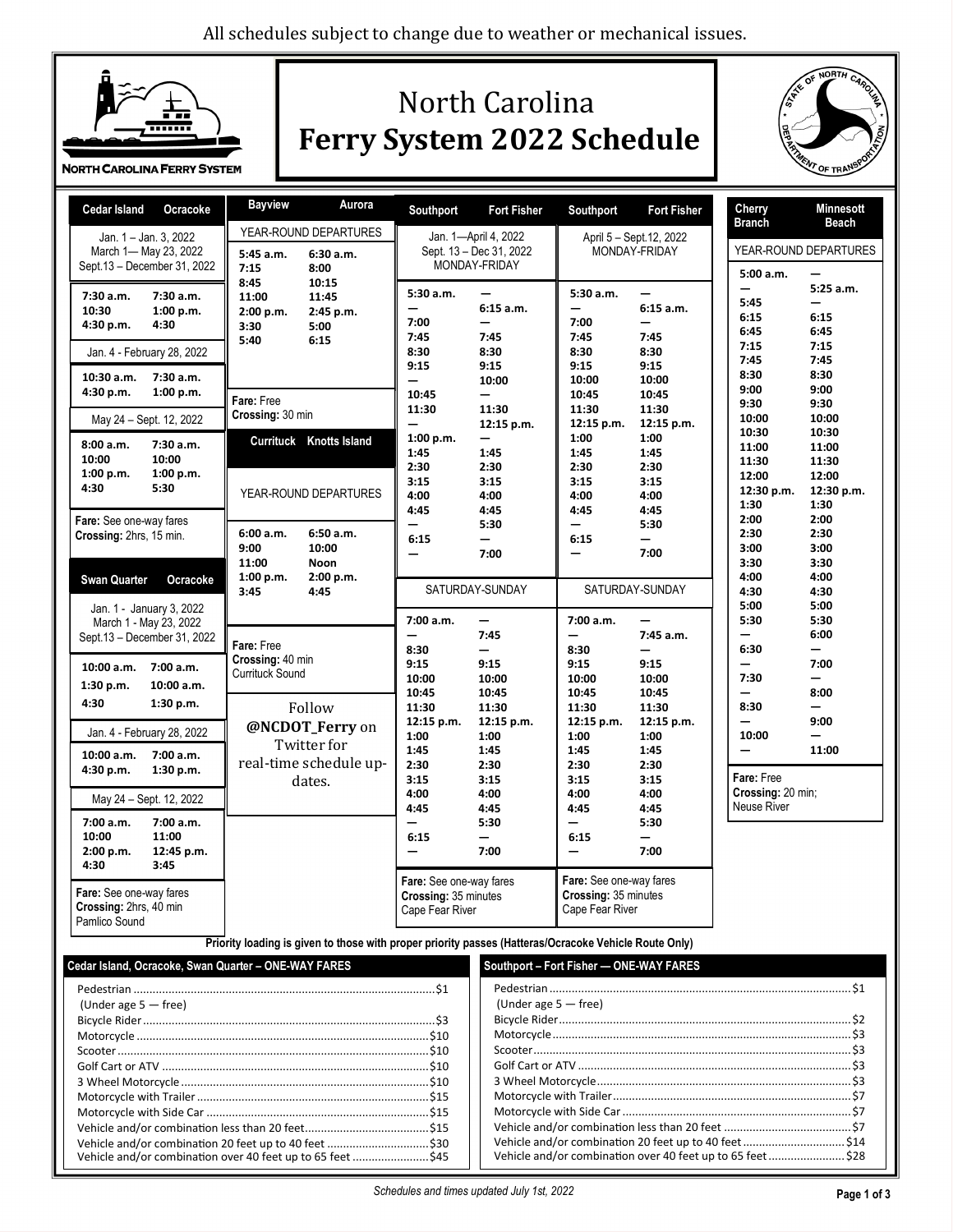All schedules subject to change due to weather or mechanical issues.

# North Carolina Ferry System 2022 Schedule

NORTH CAROLINA FERRY SYSTEM

## Cedar Island – Ocracoke

**Jan. 1 – Jan. 3, 2022; March 1— May 23, 2022; Sept.13 – December 31, 2022**

| Cedar Island | Ocracoke |
|---|---|
| 7:30 a.m. | 7:30 a.m. |
| 10:30 | 1:00 p.m. |
| 4:30 p.m. | 4:30 |

**Jan. 4 - February 28, 2022**

| Cedar Island | Ocracoke |
|---|---|
| 10:30 a.m. | 7:30 a.m. |
| 4:30 p.m. | 1:00 p.m. |

**May 24 – Sept. 12, 2022**

| Cedar Island | Ocracoke |
|---|---|
| 8:00 a.m. | 7:30 a.m. |
| 10:00 | 10:00 |
| 1:00 p.m. | 1:00 p.m. |
| 4:30 | 5:30 |

**Fare:** See one-way fares
**Crossing:** 2hrs, 15 min.

## Swan Quarter – Ocracoke

**Jan. 1 - January 3, 2022; March 1 - May 23, 2022; Sept.13 – December 31, 2022**

| Swan Quarter | Ocracoke |
|---|---|
| 10:00 a.m. | 7:00 a.m. |
| 1:30 p.m. | 10:00 a.m. |
| 4:30 | 1:30 p.m. |

**Jan. 4 - February 28, 2022**

| Swan Quarter | Ocracoke |
|---|---|
| 10:00 a.m. | 7:00 a.m. |
| 4:30 p.m. | 1:30 p.m. |

**May 24 – Sept. 12, 2022**

| Swan Quarter | Ocracoke |
|---|---|
| 7:00 a.m. | 7:00 a.m. |
| 10:00 | 11:00 |
| 2:00 p.m. | 12:45 p.m. |
| 4:30 | 3:45 |

**Fare:** See one-way fares
**Crossing:** 2hrs, 40 min
Pamlico Sound

## Bayview – Aurora

**YEAR-ROUND DEPARTURES**

| Bayview | Aurora |
|---|---|
| 5:45 a.m. | 6:30 a.m. |
| 7:15 | 8:00 |
| 8:45 | 10:15 |
| 11:00 | 11:45 |
| 2:00 p.m. | 2:45 p.m. |
| 3:30 | 5:00 |
| 5:40 | 6:15 |

**Fare:** Free
**Crossing:** 30 min

## Currituck – Knotts Island

**YEAR-ROUND DEPARTURES**

| Currituck | Knotts Island |
|---|---|
| 6:00 a.m. | 6:50 a.m. |
| 9:00 | 10:00 |
| 11:00 | Noon |
| 1:00 p.m. | 2:00 p.m. |
| 3:45 | 4:45 |

**Fare:** Free
**Crossing:** 40 min
Currituck Sound

Follow **@NCDOT_Ferry** on Twitter for real-time schedule updates.

## Southport – Fort Fisher

**Jan. 1—April 4, 2022; Sept. 13 – Dec 31, 2022 — MONDAY-FRIDAY**

| Southport | Fort Fisher |
|---|---|
| 5:30 a.m. | — |
| — | 6:15 a.m. |
| 7:00 | — |
| 7:45 | 7:45 |
| 8:30 | 8:30 |
| 9:15 | 9:15 |
| — | 10:00 |
| 10:45 | — |
| 11:30 | 11:30 |
| — | 12:15 p.m. |
| 1:00 p.m. | — |
| 1:45 | 1:45 |
| 2:30 | 2:30 |
| 3:15 | 3:15 |
| 4:00 | 4:00 |
| 4:45 | 4:45 |
| — | 5:30 |
| 6:15 | — |
| — | 7:00 |

**SATURDAY-SUNDAY**

| Southport | Fort Fisher |
|---|---|
| 7:00 a.m. | — |
| — | 7:45 |
| 8:30 | — |
| 9:15 | 9:15 |
| 10:00 | 10:00 |
| 10:45 | 10:45 |
| 11:30 | 11:30 |
| 12:15 p.m. | 12:15 p.m. |
| 1:00 | 1:00 |
| 1:45 | 1:45 |
| 2:30 | 2:30 |
| 3:15 | 3:15 |
| 4:00 | 4:00 |
| 4:45 | 4:45 |
| — | 5:30 |
| 6:15 | — |
| — | 7:00 |

**Fare:** See one-way fares
**Crossing:** 35 minutes
Cape Fear River

## Southport – Fort Fisher

**April 5 – Sept.12, 2022 — MONDAY-FRIDAY**

| Southport | Fort Fisher |
|---|---|
| 5:30 a.m. | — |
| — | 6:15 a.m. |
| 7:00 | — |
| 7:45 | 7:45 |
| 8:30 | 8:30 |
| 9:15 | 9:15 |
| 10:00 | 10:00 |
| 10:45 | 10:45 |
| 11:30 | 11:30 |
| 12:15 p.m. | 12:15 p.m. |
| 1:00 | 1:00 |
| 1:45 | 1:45 |
| 2:30 | 2:30 |
| 3:15 | 3:15 |
| 4:00 | 4:00 |
| 4:45 | 4:45 |
| — | 5:30 |
| 6:15 | — |
| — | 7:00 |

**SATURDAY-SUNDAY**

| Southport | Fort Fisher |
|---|---|
| 7:00 a.m. | — |
| — | 7:45 a.m. |
| 8:30 | — |
| 9:15 | 9:15 |
| 10:00 | 10:00 |
| 10:45 | 10:45 |
| 11:30 | 11:30 |
| 12:15 p.m. | 12:15 p.m. |
| 1:00 | 1:00 |
| 1:45 | 1:45 |
| 2:30 | 2:30 |
| 3:15 | 3:15 |
| 4:00 | 4:00 |
| 4:45 | 4:45 |
| — | 5:30 |
| 6:15 | — |
| — | 7:00 |

**Fare:** See one-way fares
**Crossing:** 35 minutes
Cape Fear River

## Cherry Branch – Minnesott Beach

**YEAR-ROUND DEPARTURES**

| Cherry Branch | Minnesott Beach |
|---|---|
| 5:00 a.m. | — |
| — | 5:25 a.m. |
| 5:45 | — |
| 6:15 | 6:15 |
| 6:45 | 6:45 |
| 7:15 | 7:15 |
| 7:45 | 7:45 |
| 8:30 | 8:30 |
| 9:00 | 9:00 |
| 9:30 | 9:30 |
| 10:00 | 10:00 |
| 10:30 | 10:30 |
| 11:00 | 11:00 |
| 11:30 | 11:30 |
| 12:00 | 12:00 |
| 12:30 p.m. | 12:30 p.m. |
| 1:30 | 1:30 |
| 2:00 | 2:00 |
| 2:30 | 2:30 |
| 3:00 | 3:00 |
| 3:30 | 3:30 |
| 4:00 | 4:00 |
| 4:30 | 4:30 |
| 5:00 | 5:00 |
| 5:30 | 5:30 |
| — | 6:00 |
| 6:30 | — |
| — | 7:00 |
| 7:30 | — |
| — | 8:00 |
| 8:30 | — |
| — | 9:00 |
| 10:00 | — |
| — | 11:00 |

**Fare:** Free
**Crossing:** 20 min;
Neuse River

**Priority loading is given to those with proper priority passes (Hatteras/Ocracoke Vehicle Route Only)**

## Cedar Island, Ocracoke, Swan Quarter – ONE-WAY FARES

| Type | Fare |
|---|---|
| Pedestrian (Under age 5 — free) | $1 |
| Bicycle Rider | $3 |
| Motorcycle | $10 |
| Scooter | $10 |
| Golf Cart or ATV | $10 |
| 3 Wheel Motorcycle | $10 |
| Motorcycle with Trailer | $15 |
| Motorcycle with Side Car | $15 |
| Vehicle and/or combination less than 20 feet | $15 |
| Vehicle and/or combination 20 feet up to 40 feet | $30 |
| Vehicle and/or combination over 40 feet up to 65 feet | $45 |

## Southport – Fort Fisher — ONE-WAY FARES

| Type | Fare |
|---|---|
| Pedestrian (Under age 5 — free) | $1 |
| Bicycle Rider | $2 |
| Motorcycle | $3 |
| Scooter | $3 |
| Golf Cart or ATV | $3 |
| 3 Wheel Motorcycle | $3 |
| Motorcycle with Trailer | $7 |
| Motorcycle with Side Car | $7 |
| Vehicle and/or combination less than 20 feet | $7 |
| Vehicle and/or combination 20 feet up to 40 feet | $14 |
| Vehicle and/or combination over 40 feet up to 65 feet | $28 |

*Schedules and times updated July 1st, 2022*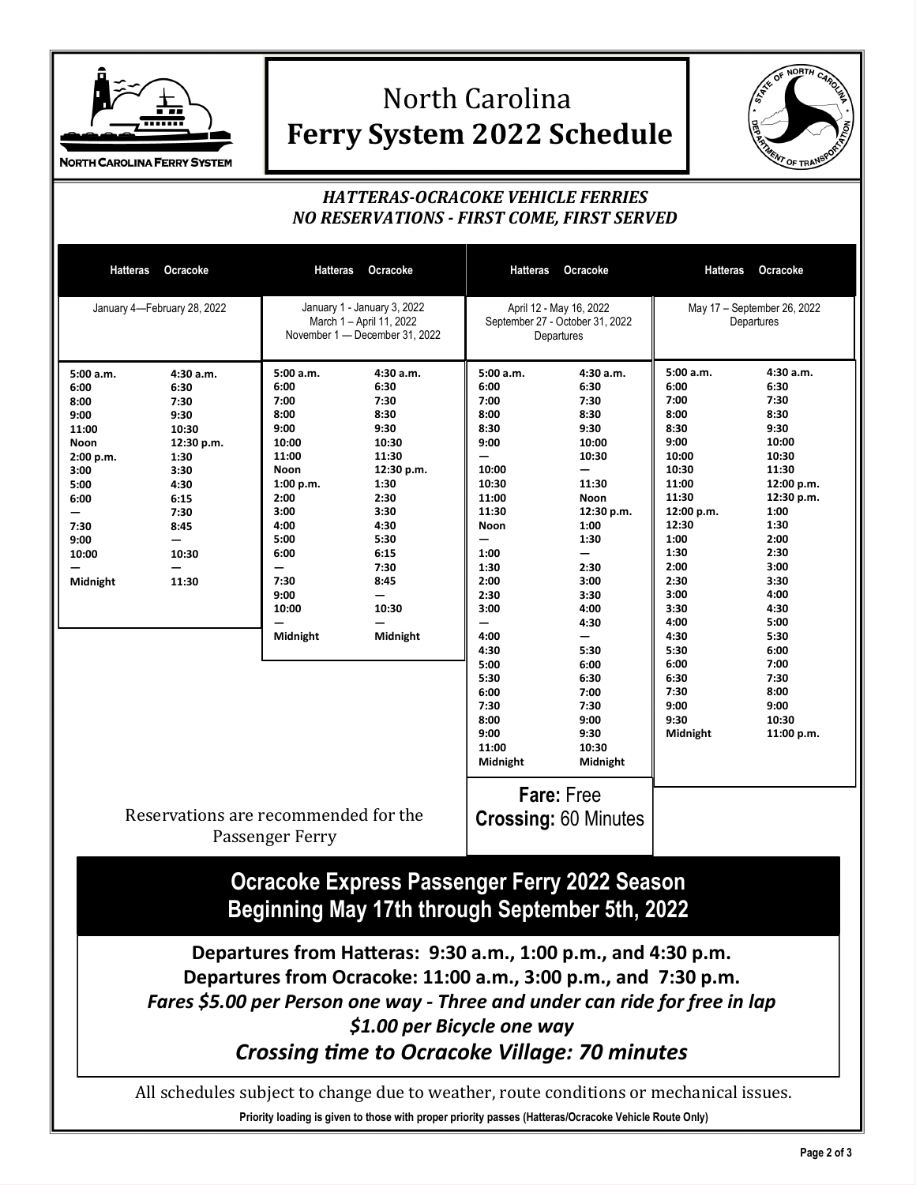# North Carolina Ferry System 2022 Schedule

***HATTERAS-OCRACOKE VEHICLE FERRIES***
***NO RESERVATIONS - FIRST COME, FIRST SERVED***

**January 4—February 28, 2022**

| Hatteras | Ocracoke |
|---|---|
| 5:00 a.m. | 4:30 a.m. |
| 6:00 | 6:30 |
| 8:00 | 7:30 |
| 9:00 | 9:30 |
| 11:00 | 10:30 |
| Noon | 12:30 p.m. |
| 2:00 p.m. | 1:30 |
| 3:00 | 3:30 |
| 5:00 | 4:30 |
| 6:00 | 6:15 |
| — | 7:30 |
| 7:30 | 8:45 |
| 9:00 | — |
| 10:00 | 10:30 |
| — | — |
| Midnight | 11:30 |

**January 1 - January 3, 2022; March 1 – April 11, 2022; November 1 — December 31, 2022**

| Hatteras | Ocracoke |
|---|---|
| 5:00 a.m. | 4:30 a.m. |
| 6:00 | 6:30 |
| 7:00 | 7:30 |
| 8:00 | 8:30 |
| 9:00 | 9:30 |
| 10:00 | 10:30 |
| 11:00 | 11:30 |
| Noon | 12:30 p.m. |
| 1:00 p.m. | 1:30 |
| 2:00 | 2:30 |
| 3:00 | 3:30 |
| 4:00 | 4:30 |
| 5:00 | 5:30 |
| 6:00 | 6:15 |
| — | 7:30 |
| 7:30 | 8:45 |
| 9:00 | — |
| 10:00 | 10:30 |
| — | — |
| Midnight | Midnight |

**April 12 - May 16, 2022; September 27 - October 31, 2022 Departures**

| Hatteras | Ocracoke |
|---|---|
| 5:00 a.m. | 4:30 a.m. |
| 6:00 | 6:30 |
| 7:00 | 7:30 |
| 8:00 | 8:30 |
| 8:30 | 9:30 |
| 9:00 | 10:00 |
| — | 10:30 |
| 10:00 | — |
| 10:30 | 11:30 |
| 11:00 | Noon |
| 11:30 | 12:30 p.m. |
| Noon | 1:00 |
| — | 1:30 |
| 1:00 | — |
| 1:30 | 2:30 |
| 2:00 | 3:00 |
| 2:30 | 3:30 |
| 3:00 | 4:00 |
| — | 4:30 |
| 4:00 | — |
| 4:30 | 5:30 |
| 5:00 | 6:00 |
| 5:30 | 6:30 |
| 6:00 | 7:00 |
| 7:30 | 7:30 |
| 8:00 | 9:00 |
| 9:00 | 9:30 |
| 11:00 | 10:30 |
| Midnight | Midnight |

**May 17 – September 26, 2022 Departures**

| Hatteras | Ocracoke |
|---|---|
| 5:00 a.m. | 4:30 a.m. |
| 6:00 | 6:30 |
| 7:00 | 7:30 |
| 8:00 | 8:30 |
| 8:30 | 9:30 |
| 9:00 | 10:00 |
| 10:00 | 10:30 |
| 10:30 | 11:30 |
| 11:00 | 12:00 p.m. |
| 11:30 | 12:30 p.m. |
| 12:00 p.m. | 1:00 |
| 12:30 | 1:30 |
| 1:00 | 2:00 |
| 1:30 | 2:30 |
| 2:00 | 3:00 |
| 2:30 | 3:30 |
| 3:00 | 4:00 |
| 3:30 | 4:30 |
| 4:00 | 5:00 |
| 4:30 | 5:30 |
| 5:30 | 6:00 |
| 6:00 | 7:00 |
| 6:30 | 7:30 |
| 7:30 | 8:00 |
| 9:00 | 9:00 |
| 9:30 | 10:30 |
| Midnight | 11:00 p.m. |

**Fare:** Free
**Crossing:** 60 Minutes

Reservations are recommended for the Passenger Ferry

## Ocracoke Express Passenger Ferry 2022 Season
## Beginning May 17th through September 5th, 2022

**Departures from Hatteras: 9:30 a.m., 1:00 p.m., and 4:30 p.m.**
**Departures from Ocracoke: 11:00 a.m., 3:00 p.m., and 7:30 p.m.**
***Fares $5.00 per Person one way - Three and under can ride for free in lap***
***$1.00 per Bicycle one way***
***Crossing time to Ocracoke Village: 70 minutes***

All schedules subject to change due to weather, route conditions or mechanical issues.

**Priority loading is given to those with proper priority passes (Hatteras/Ocracoke Vehicle Route Only)**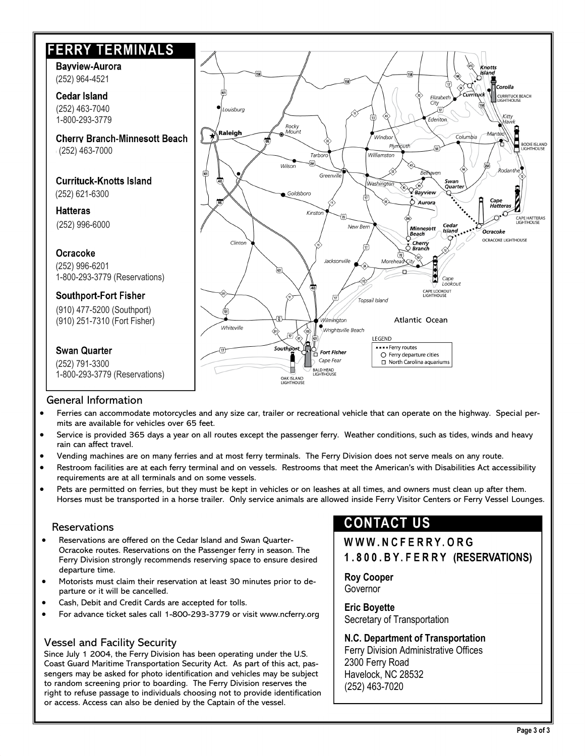## FERRY TERMINALS

**Bayview-Aurora**
(252) 964-4521

**Cedar Island**
(252) 463-7040
1-800-293-3779

**Cherry Branch-Minnesott Beach**
(252) 463-7000

**Currituck-Knotts Island**
(252) 621-6300

**Hatteras**
(252) 996-6000

**Ocracoke**
(252) 996-6201
1-800-293-3779 (Reservations)

**Southport-Fort Fisher**
(910) 477-5200 (Southport)
(910) 251-7310 (Fort Fisher)

**Swan Quarter**
(252) 791-3300
1-800-293-3779 (Reservations)

LEGEND
Ferry routes
Ferry departure cities
North Carolina aquariums

Atlantic Ocean

### General Information

- Ferries can accommodate motorcycles and any size car, trailer or recreational vehicle that can operate on the highway. Special permits are available for vehicles over 65 feet.
- Service is provided 365 days a year on all routes except the passenger ferry. Weather conditions, such as tides, winds and heavy rain can affect travel.
- Vending machines are on many ferries and at most ferry terminals. The Ferry Division does not serve meals on any route.
- Restroom facilities are at each ferry terminal and on vessels. Restrooms that meet the American's with Disabilities Act accessibility requirements are at all terminals and on some vessels.
- Pets are permitted on ferries, but they must be kept in vehicles or on leashes at all times, and owners must clean up after them. Horses must be transported in a horse trailer. Only service animals are allowed inside Ferry Visitor Centers or Ferry Vessel Lounges.

### Reservations

- Reservations are offered on the Cedar Island and Swan Quarter-Ocracoke routes. Reservations on the Passenger ferry in season. The Ferry Division strongly recommends reserving space to ensure desired departure time.
- Motorists must claim their reservation at least 30 minutes prior to departure or it will be cancelled.
- Cash, Debit and Credit Cards are accepted for tolls.
- For advance ticket sales call 1-800-293-3779 or visit www.ncferry.org

### Vessel and Facility Security

Since July 1 2004, the Ferry Division has been operating under the U.S. Coast Guard Maritime Transportation Security Act. As part of this act, passengers may be asked for photo identification and vehicles may be subject to random screening prior to boarding. The Ferry Division reserves the right to refuse passage to individuals choosing not to provide identification or access. Access can also be denied by the Captain of the vessel.

## CONTACT US

**WWW.NCFERRY.ORG**
**1.800.BY.FERRY (RESERVATIONS)**

**Roy Cooper**
Governor

**Eric Boyette**
Secretary of Transportation

**N.C. Department of Transportation**
Ferry Division Administrative Offices
2300 Ferry Road
Havelock, NC 28532
(252) 463-7020